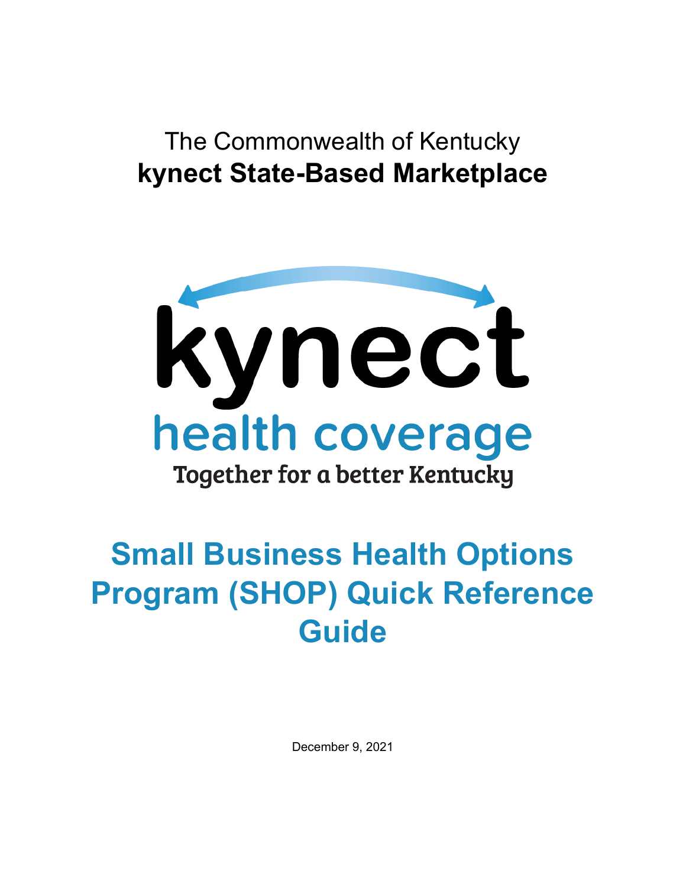The Commonwealth of Kentucky

**kynect State-Based Marketplace**

kynect

health coverage

Together for a better Kentucky

# Small Business Health Options Program (SHOP) Quick Reference Guide

December 9, 2021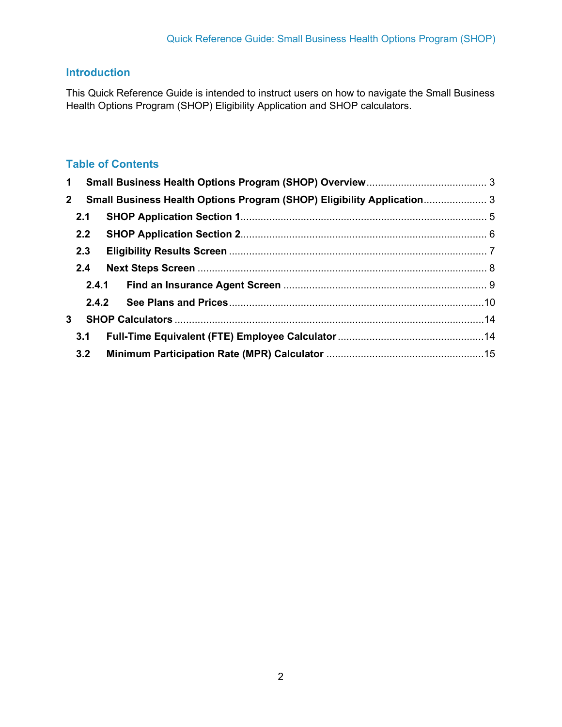## Introduction

This Quick Reference Guide is intended to instruct users on how to navigate the Small Business Health Options Program (SHOP) Eligibility Application and SHOP calculators.

## Table of Contents

**1 Small Business Health Options Program (SHOP) Overview** .......... 3

**2 Small Business Health Options Program (SHOP) Eligibility Application** .......... 3

- **2.1 SHOP Application Section 1** .......... 5
- **2.2 SHOP Application Section 2** .......... 6
- **2.3 Eligibility Results Screen** .......... 7
- **2.4 Next Steps Screen** .......... 8
  - **2.4.1 Find an Insurance Agent Screen** .......... 9
  - **2.4.2 See Plans and Prices** .......... 10

**3 SHOP Calculators** .......... 14

- **3.1 Full-Time Equivalent (FTE) Employee Calculator** .......... 14
- **3.2 Minimum Participation Rate (MPR) Calculator** .......... 15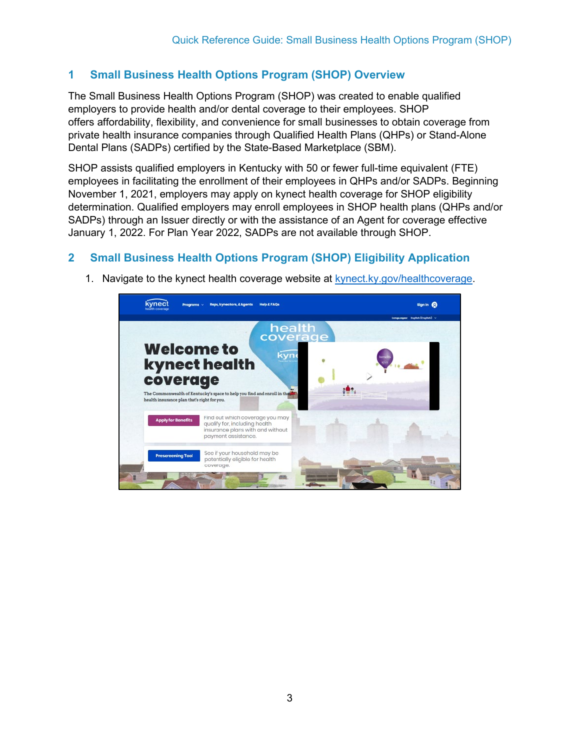## 1 Small Business Health Options Program (SHOP) Overview

The Small Business Health Options Program (SHOP) was created to enable qualified employers to provide health and/or dental coverage to their employees. SHOP offers affordability, flexibility, and convenience for small businesses to obtain coverage from private health insurance companies through Qualified Health Plans (QHPs) or Stand-Alone Dental Plans (SADPs) certified by the State-Based Marketplace (SBM).

SHOP assists qualified employers in Kentucky with 50 or fewer full-time equivalent (FTE) employees in facilitating the enrollment of their employees in QHPs and/or SADPs. Beginning November 1, 2021, employers may apply on kynect health coverage for SHOP eligibility determination. Qualified employers may enroll employees in SHOP health plans (QHPs and/or SADPs) through an Issuer directly or with the assistance of an Agent for coverage effective January 1, 2022. For Plan Year 2022, SADPs are not available through SHOP.

## 2 Small Business Health Options Program (SHOP) Eligibility Application

1. Navigate to the kynect health coverage website at kynect.ky.gov/healthcoverage.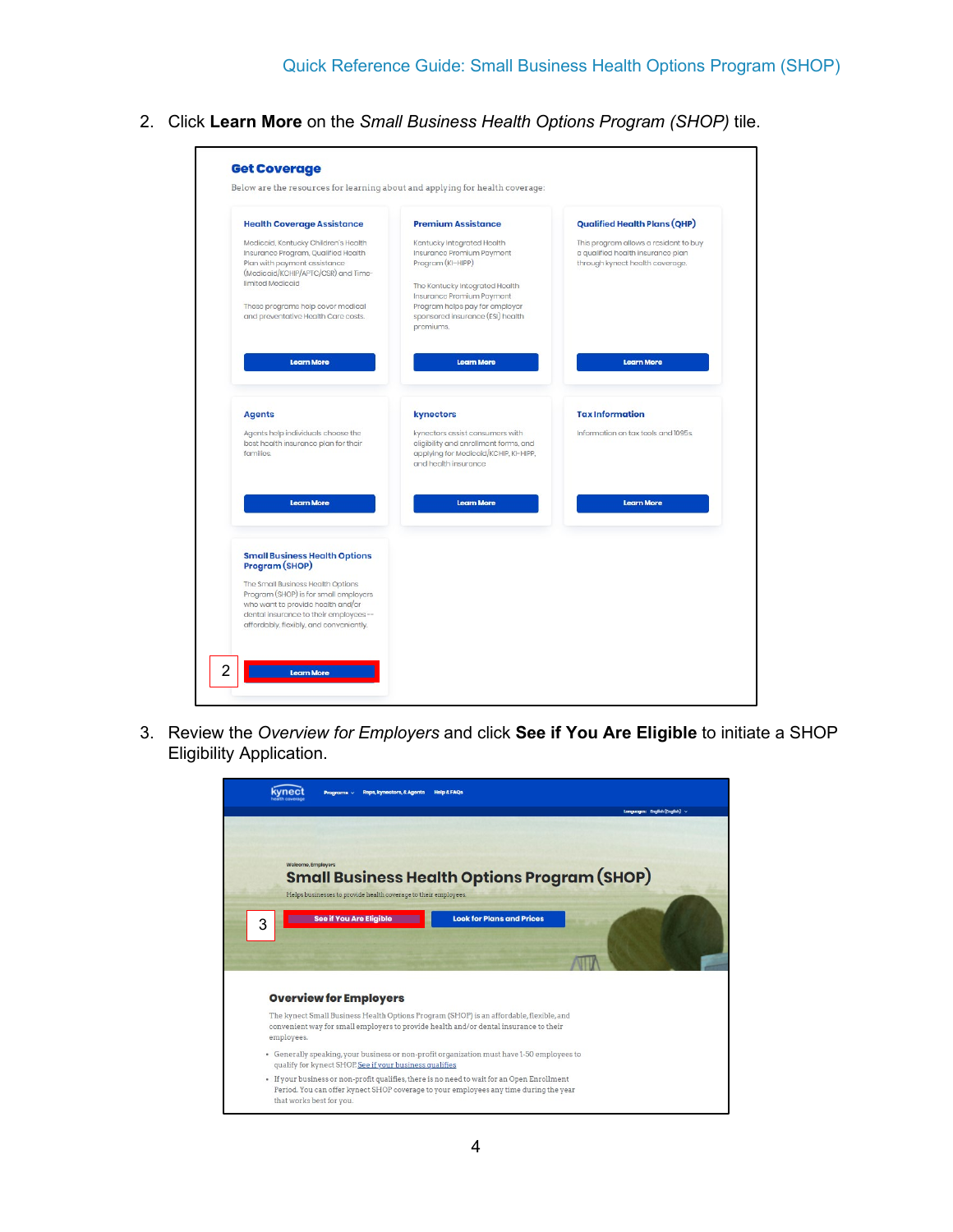2. Click **Learn More** on the *Small Business Health Options Program (SHOP)* tile.

**Get Coverage**

Below are the resources for learning about and applying for health coverage:

**Health Coverage Assistance**

Medicaid, Kentucky Children's Health Insurance Program, Qualified Health Plan with payment assistance (Medicaid/KCHIP/APTC/CSR) and Time-limited Medicaid

These programs help cover medical and preventative Health Care costs.

Learn More

**Premium Assistance**

Kentucky Integrated Health Insurance Premium Payment Program (KI-HIPP)

The Kentucky Integrated Health Insurance Premium Payment Program helps pay for employer sponsored insurance (ESI) health premiums.

Learn More

**Qualified Health Plans (QHP)**

This program allows a resident to buy a qualified health insurance plan through kynect health coverage.

Learn More

**Agents**

Agents help individuals choose the best health insurance plan for their families.

Learn More

**kynectors**

kynectors assist consumers with eligibility and enrollment forms, and applying for Medicaid/KCHIP, KI-HIPP, and health insurance

Learn More

**Tax Information**

Information on tax tools and 1095s

Learn More

**Small Business Health Options Program (SHOP)**

The Small Business Health Options Program (SHOP) is for small employers who want to provide health and/or dental insurance to their employees -- affordably, flexibly, and conveniently.

2 Learn More

3. Review the *Overview for Employers* and click **See if You Are Eligible** to initiate a SHOP Eligibility Application.

kynect health coverage | Programs | Reps, kynectors, & Agents | Help & FAQs

Language: English (English)

Welcome, Employers

**Small Business Health Options Program (SHOP)**

Helps businesses to provide health coverage to their employees

3 See if You Are Eligible | Look for Plans and Prices

**Overview for Employers**

The kynect Small Business Health Options Program (SHOP) is an affordable, flexible, and convenient way for small employers to provide health and/or dental insurance to their employees.

- Generally speaking, your business or non-profit organization must have 1-50 employees to qualify for kynect SHOP. See if your business qualifies
- If your business or non-profit qualifies, there is no need to wait for an Open Enrollment Period. You can offer kynect SHOP coverage to your employees any time during the year that works best for you.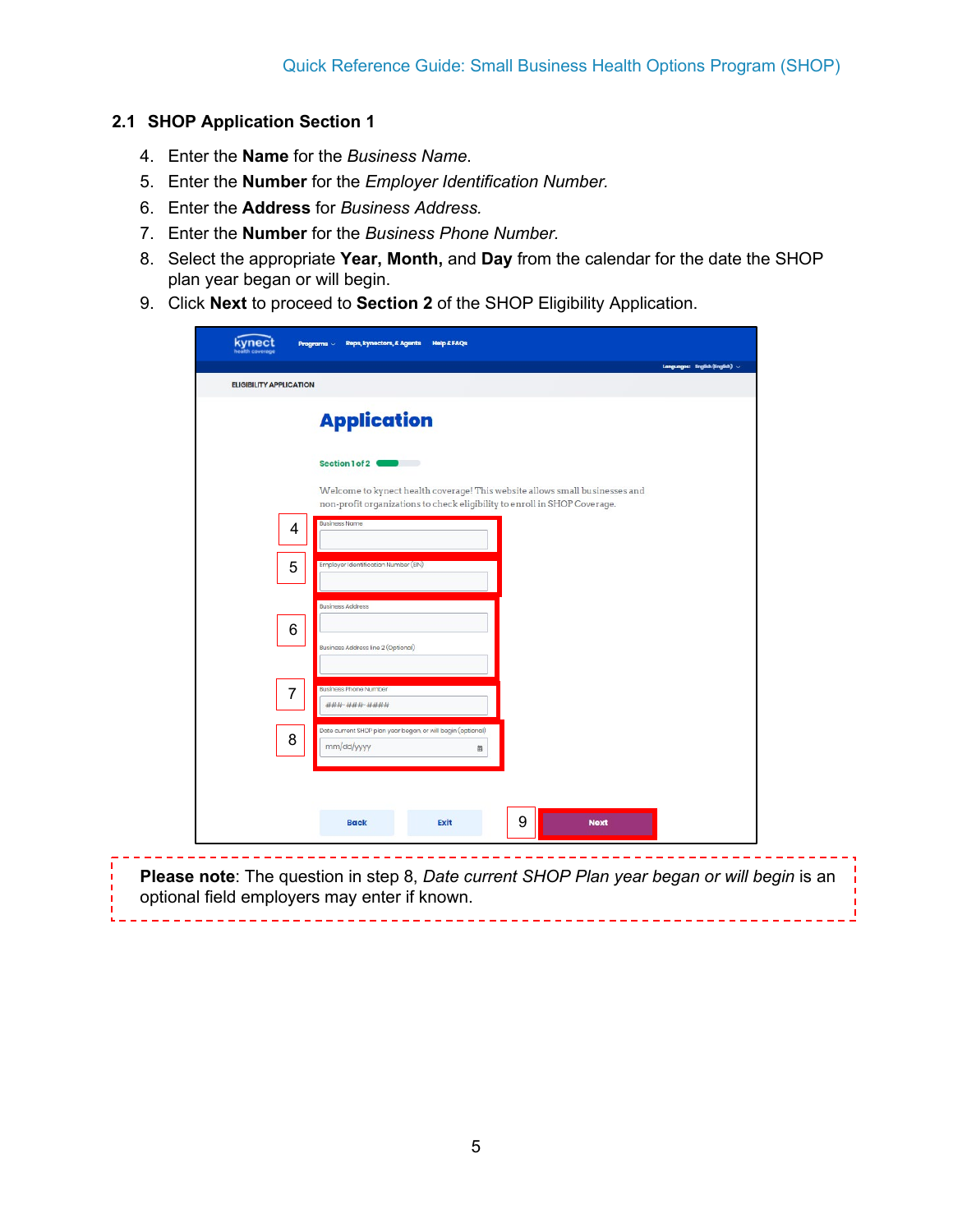### 2.1 SHOP Application Section 1

4. Enter the **Name** for the *Business Name*.
5. Enter the **Number** for the *Employer Identification Number.*
6. Enter the **Address** for *Business Address.*
7. Enter the **Number** for the *Business Phone Number*.
8. Select the appropriate **Year, Month,** and **Day** from the calendar for the date the SHOP plan year began or will begin.
9. Click **Next** to proceed to **Section 2** of the SHOP Eligibility Application.

> **Please note**: The question in step 8, *Date current SHOP Plan year began or will begin* is an optional field employers may enter if known.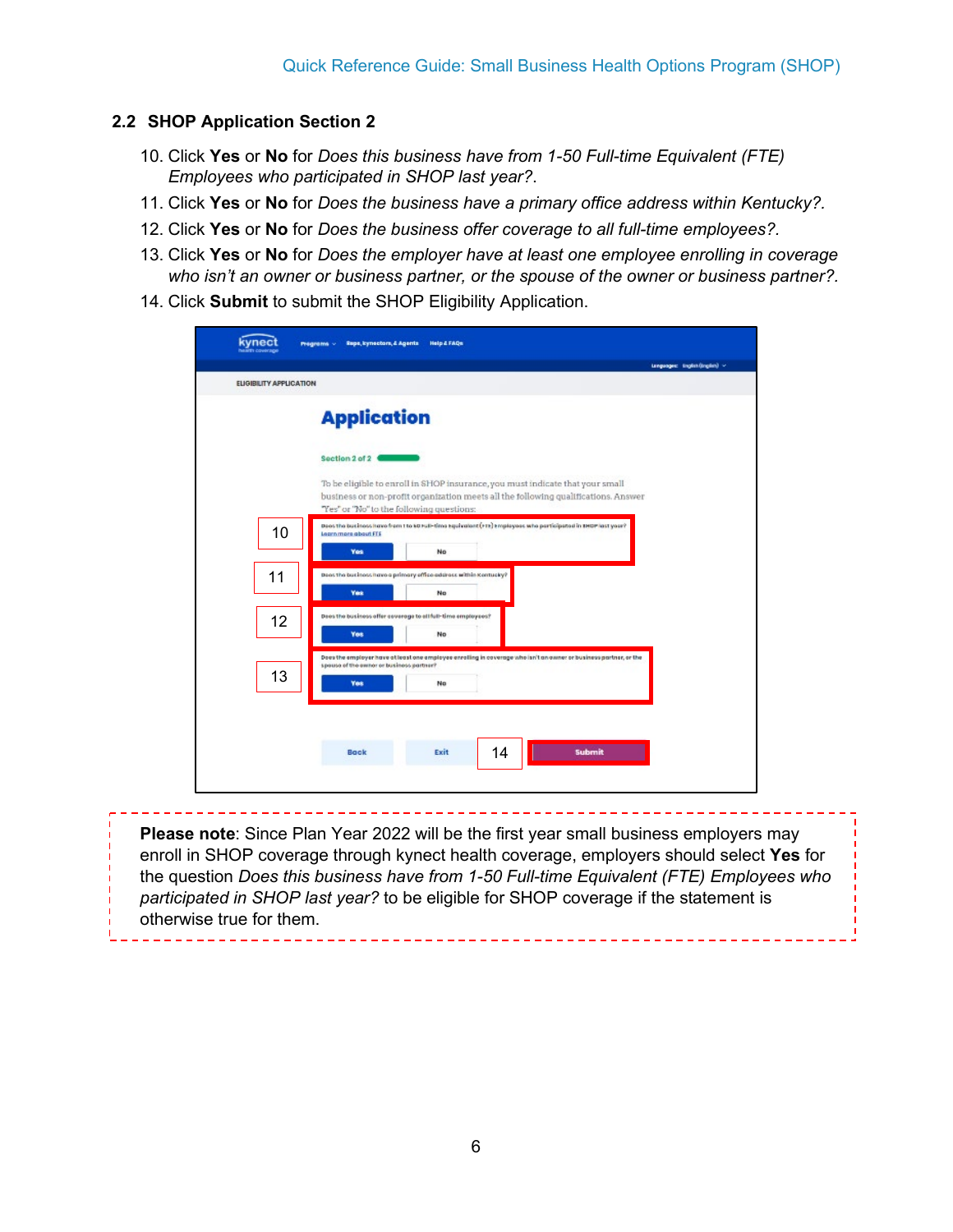## 2.2 SHOP Application Section 2

10. Click **Yes** or **No** for *Does this business have from 1-50 Full-time Equivalent (FTE) Employees who participated in SHOP last year?*.
11. Click **Yes** or **No** for *Does the business have a primary office address within Kentucky?*.
12. Click **Yes** or **No** for *Does the business offer coverage to all full-time employees?*.
13. Click **Yes** or **No** for *Does the employer have at least one employee enrolling in coverage who isn't an owner or business partner, or the spouse of the owner or business partner?*.
14. Click **Submit** to submit the SHOP Eligibility Application.

**Please note**: Since Plan Year 2022 will be the first year small business employers may enroll in SHOP coverage through kynect health coverage, employers should select **Yes** for the question *Does this business have from 1-50 Full-time Equivalent (FTE) Employees who participated in SHOP last year?* to be eligible for SHOP coverage if the statement is otherwise true for them.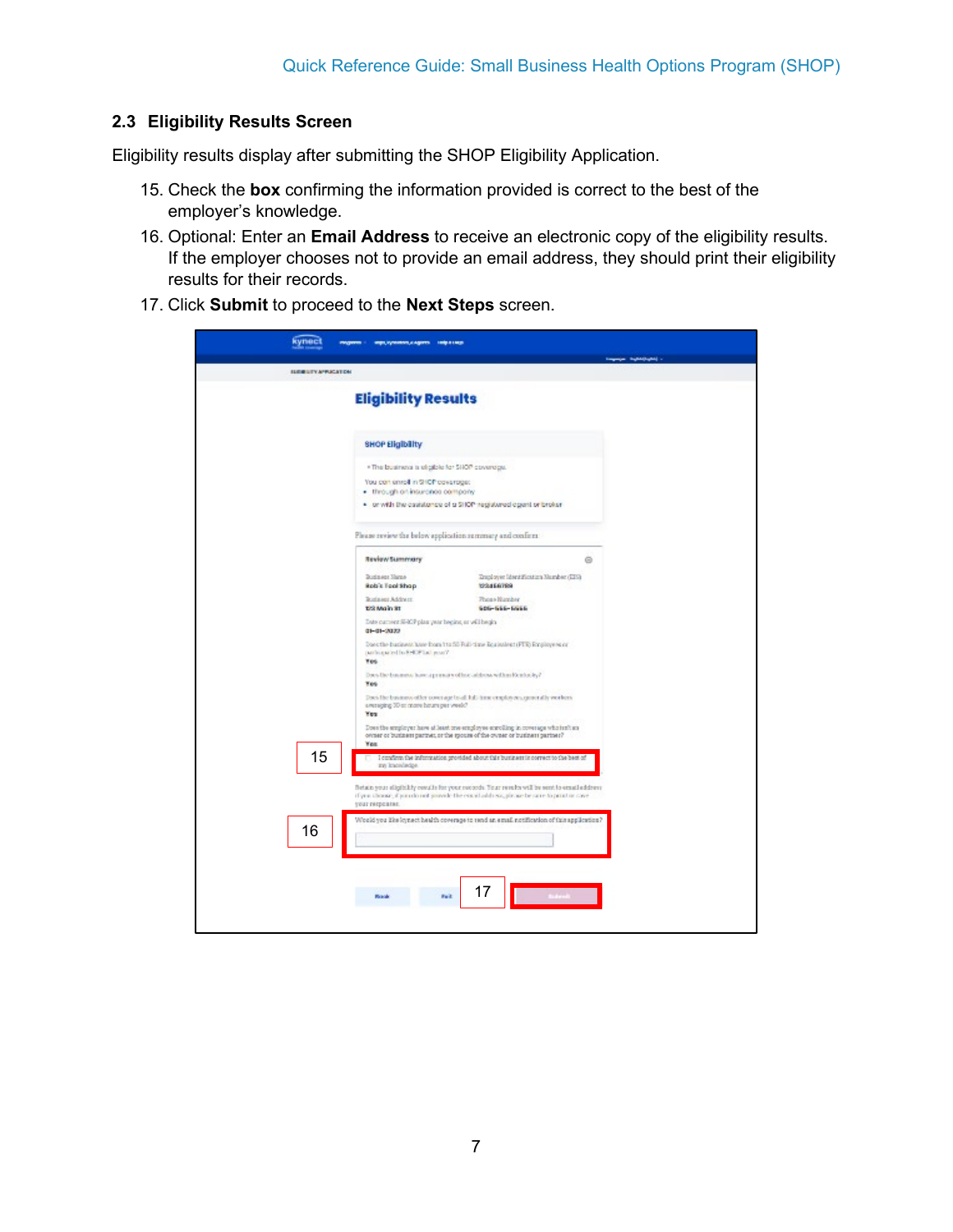### 2.3 Eligibility Results Screen

Eligibility results display after submitting the SHOP Eligibility Application.

15. Check the **box** confirming the information provided is correct to the best of the employer's knowledge.
16. Optional: Enter an **Email Address** to receive an electronic copy of the eligibility results. If the employer chooses not to provide an email address, they should print their eligibility results for their records.
17. Click **Submit** to proceed to the **Next Steps** screen.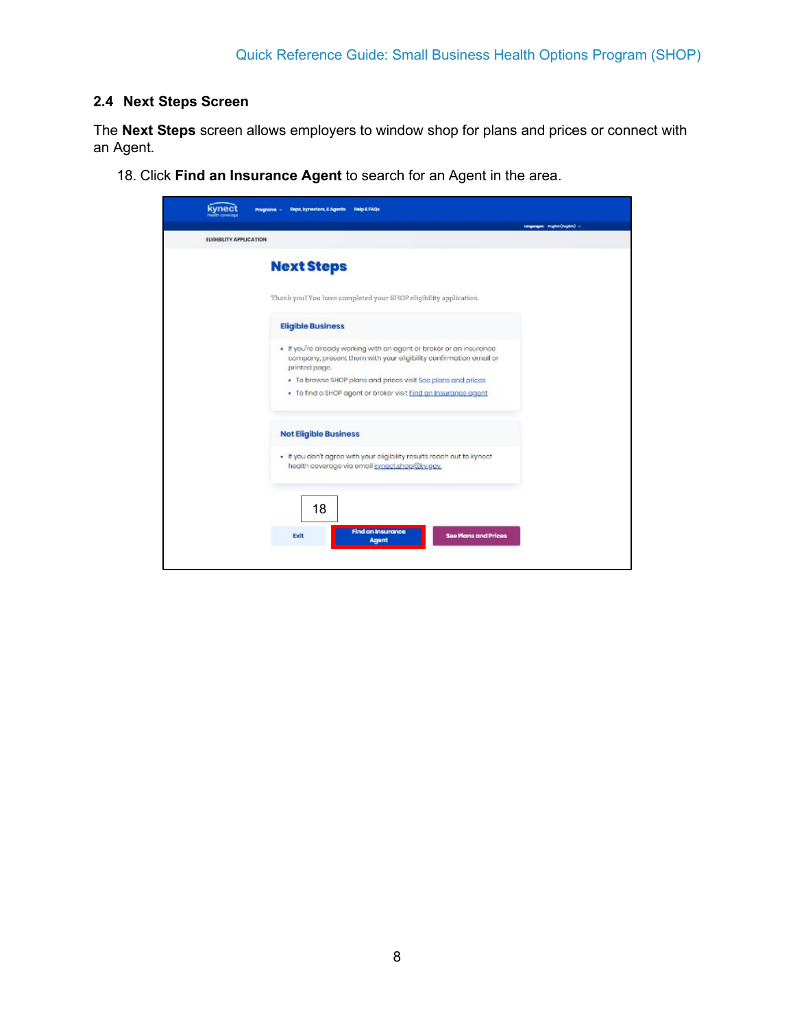## 2.4 Next Steps Screen

The **Next Steps** screen allows employers to window shop for plans and prices or connect with an Agent.

18. Click **Find an Insurance Agent** to search for an Agent in the area.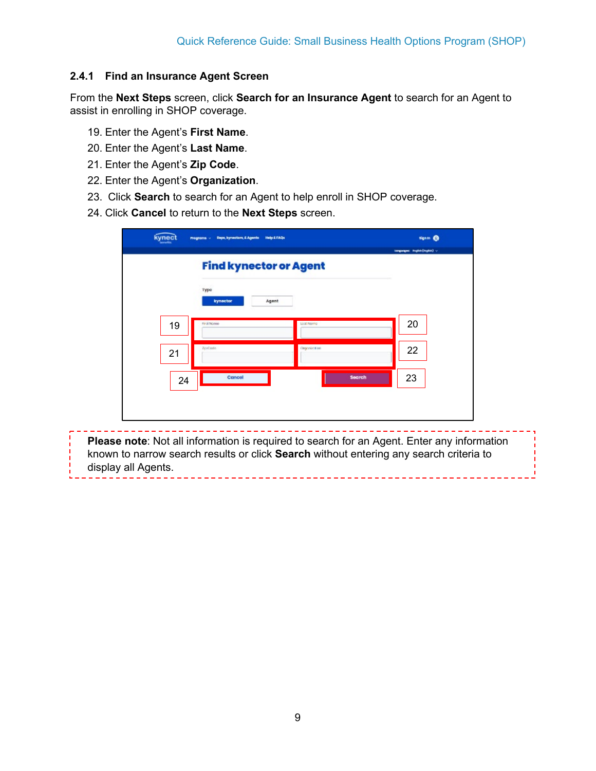### 2.4.1 Find an Insurance Agent Screen

From the **Next Steps** screen, click **Search for an Insurance Agent** to search for an Agent to assist in enrolling in SHOP coverage.

19. Enter the Agent's **First Name**.
20. Enter the Agent's **Last Name**.
21. Enter the Agent's **Zip Code**.
22. Enter the Agent's **Organization**.
23. Click **Search** to search for an Agent to help enroll in SHOP coverage.
24. Click **Cancel** to return to the **Next Steps** screen.

**Please note**: Not all information is required to search for an Agent. Enter any information known to narrow search results or click **Search** without entering any search criteria to display all Agents.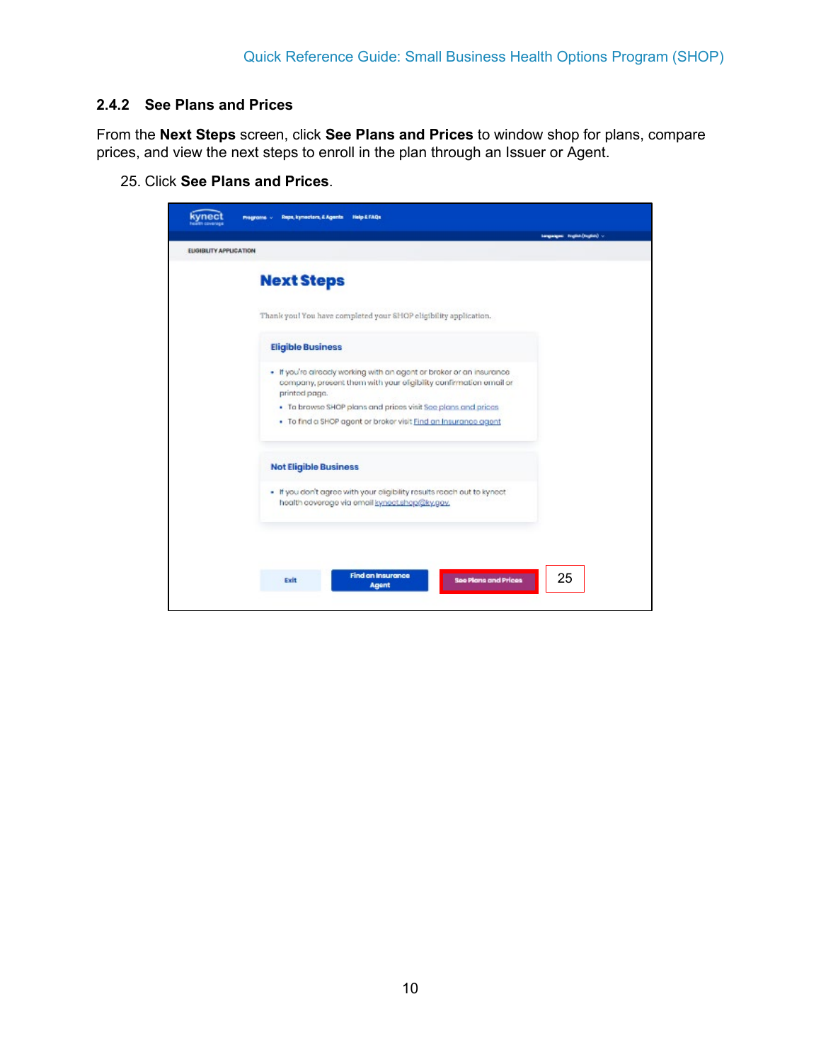### 2.4.2 See Plans and Prices

From the **Next Steps** screen, click **See Plans and Prices** to window shop for plans, compare prices, and view the next steps to enroll in the plan through an Issuer or Agent.

25. Click **See Plans and Prices**.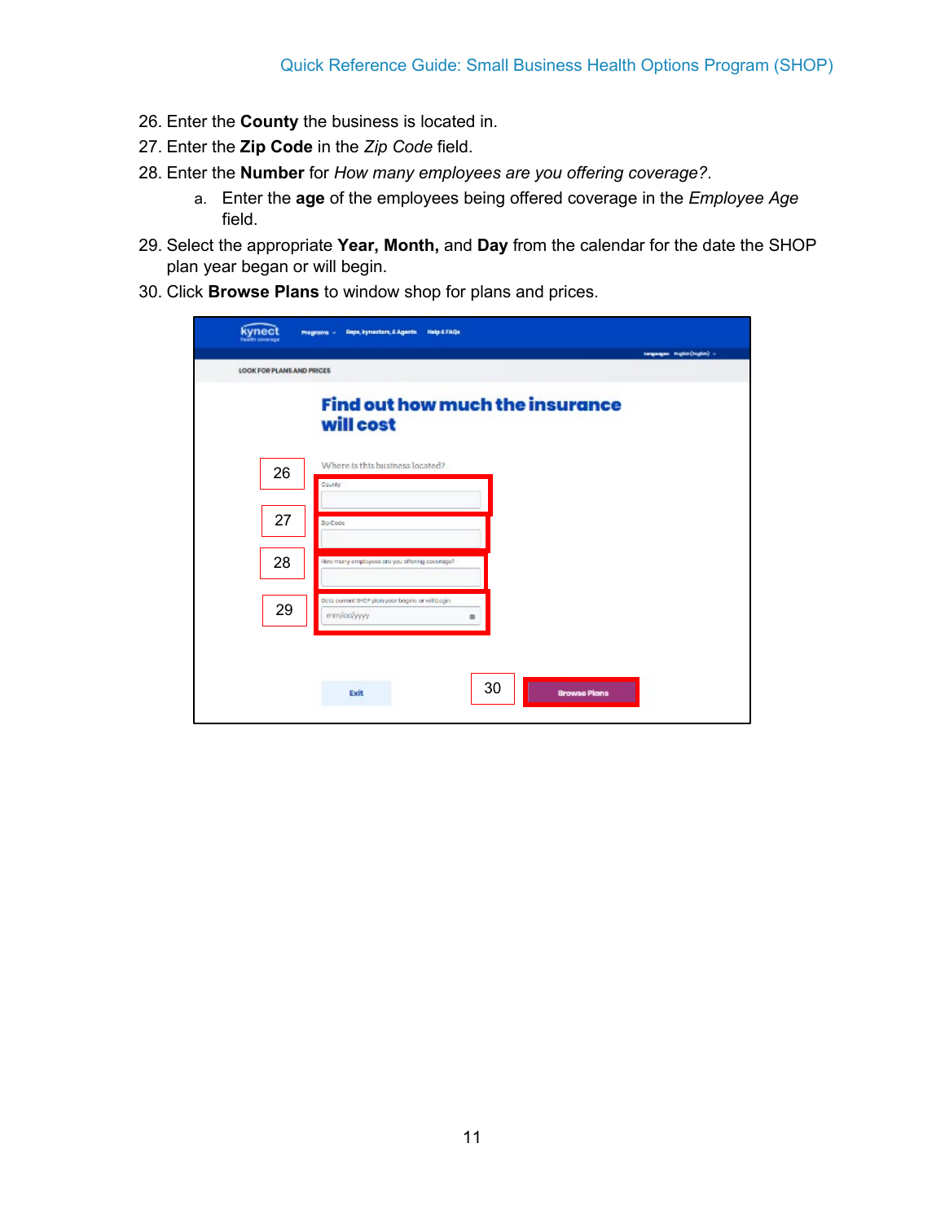26. Enter the **County** the business is located in.
27. Enter the **Zip Code** in the *Zip Code* field.
28. Enter the **Number** for *How many employees are you offering coverage?*.
    a. Enter the **age** of the employees being offered coverage in the *Employee Age* field.
29. Select the appropriate **Year, Month,** and **Day** from the calendar for the date the SHOP plan year began or will begin.
30. Click **Browse Plans** to window shop for plans and prices.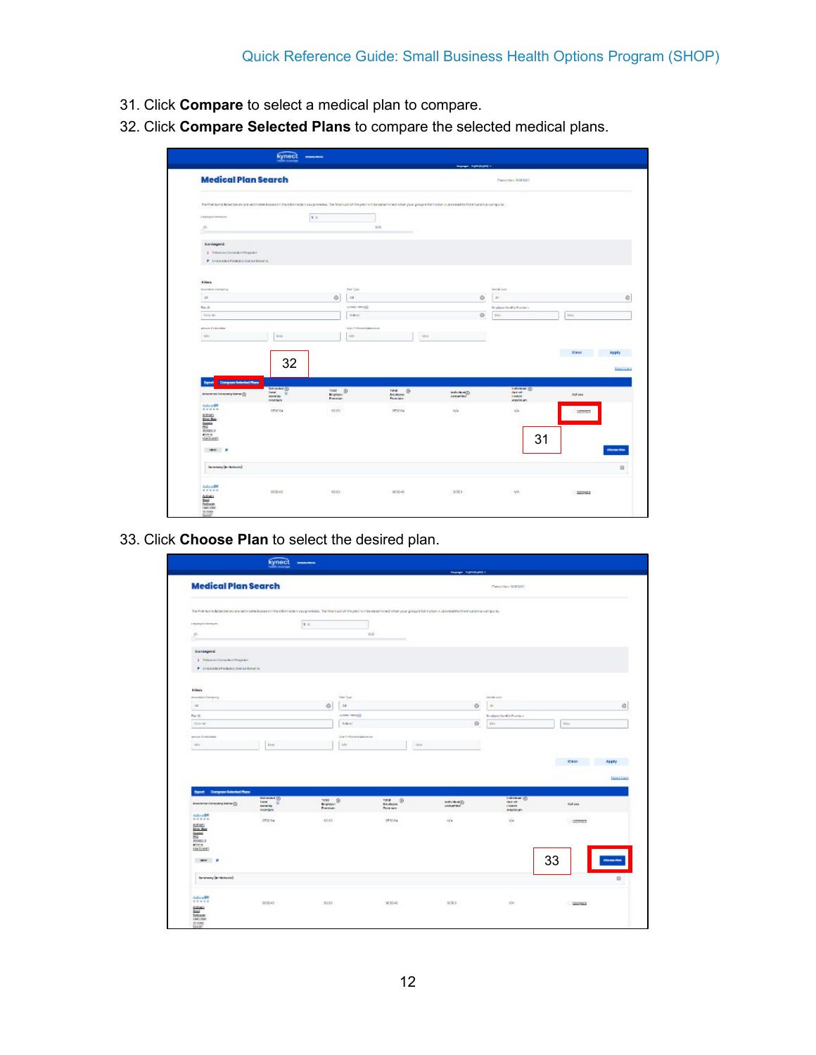31. Click **Compare** to select a medical plan to compare.
32. Click **Compare Selected Plans** to compare the selected medical plans.

33. Click **Choose Plan** to select the desired plan.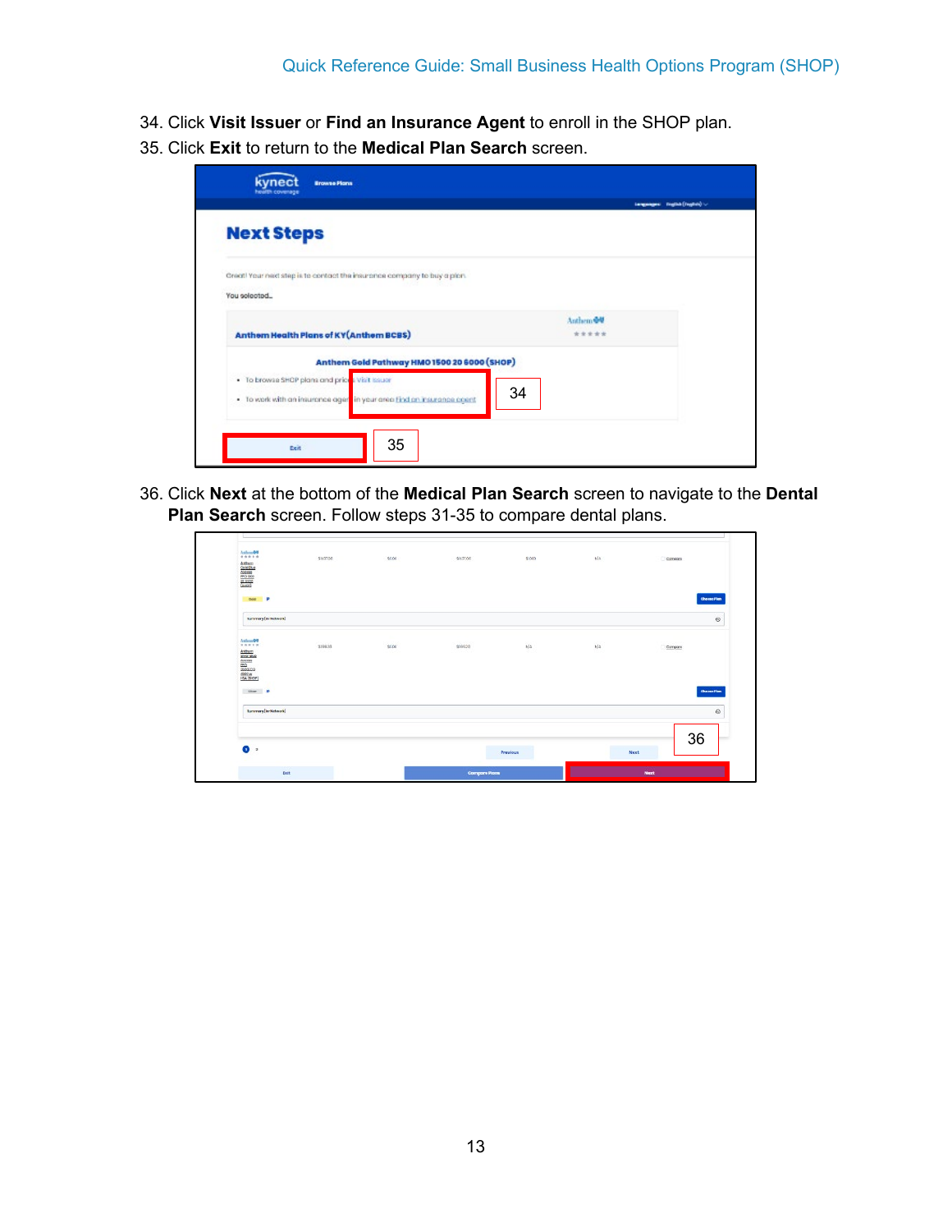34. Click **Visit Issuer** or **Find an Insurance Agent** to enroll in the SHOP plan.
35. Click **Exit** to return to the **Medical Plan Search** screen.

36. Click **Next** at the bottom of the **Medical Plan Search** screen to navigate to the **Dental Plan Search** screen. Follow steps 31-35 to compare dental plans.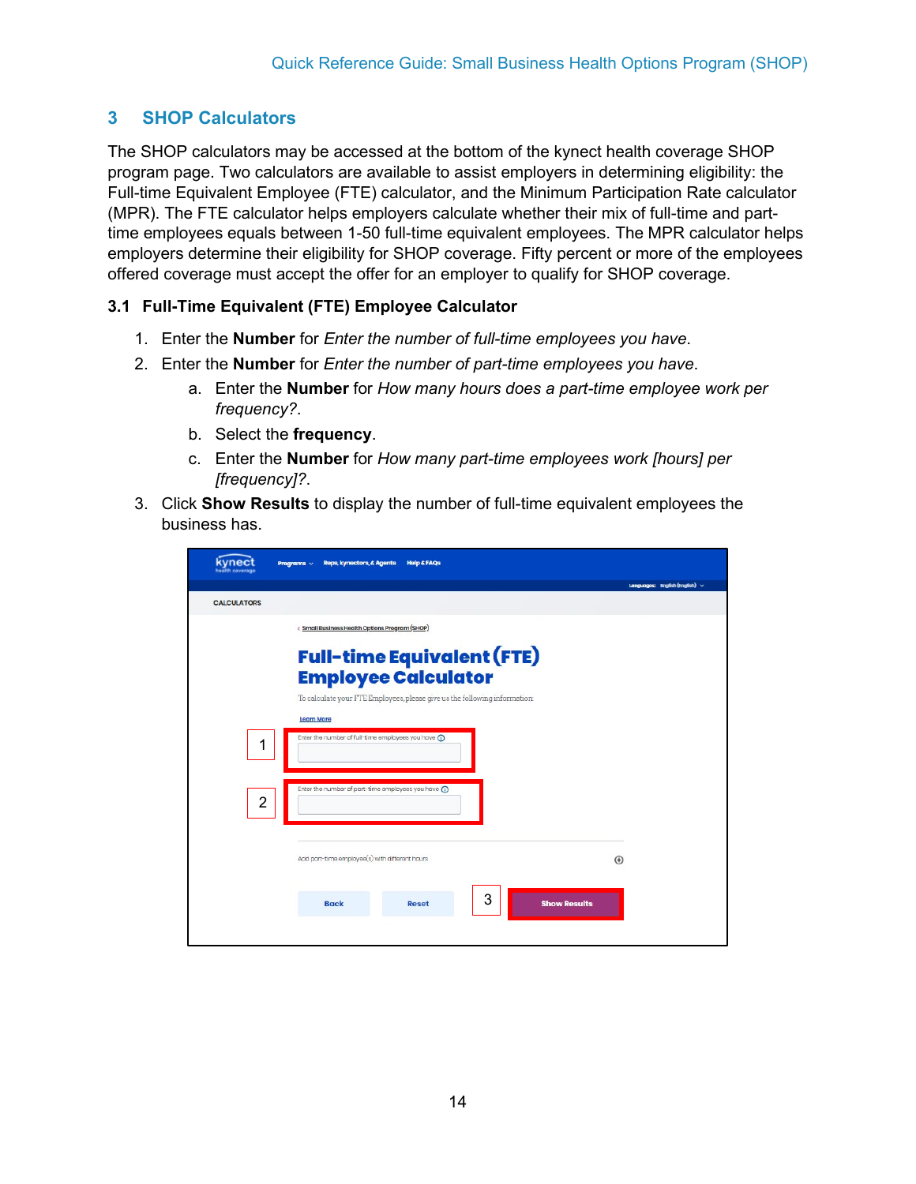## 3 SHOP Calculators

The SHOP calculators may be accessed at the bottom of the kynect health coverage SHOP program page. Two calculators are available to assist employers in determining eligibility: the Full-time Equivalent Employee (FTE) calculator, and the Minimum Participation Rate calculator (MPR). The FTE calculator helps employers calculate whether their mix of full-time and part-time employees equals between 1-50 full-time equivalent employees. The MPR calculator helps employers determine their eligibility for SHOP coverage. Fifty percent or more of the employees offered coverage must accept the offer for an employer to qualify for SHOP coverage.

### 3.1 Full-Time Equivalent (FTE) Employee Calculator

1. Enter the **Number** for *Enter the number of full-time employees you have*.
2. Enter the **Number** for *Enter the number of part-time employees you have*.
   a. Enter the **Number** for *How many hours does a part-time employee work per frequency?*.
   b. Select the **frequency**.
   c. Enter the **Number** for *How many part-time employees work [hours] per [frequency]?*.
3. Click **Show Results** to display the number of full-time equivalent employees the business has.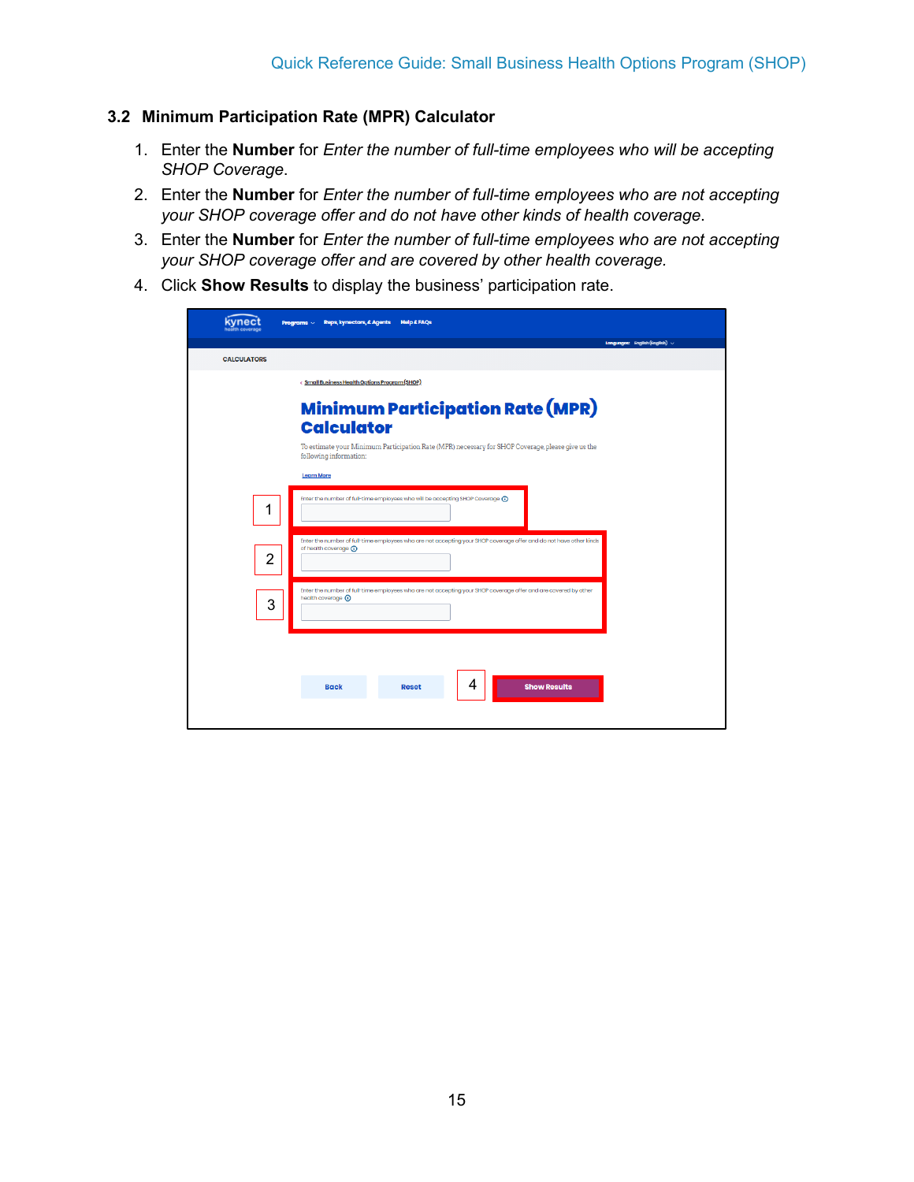### 3.2 Minimum Participation Rate (MPR) Calculator

1. Enter the **Number** for *Enter the number of full-time employees who will be accepting SHOP Coverage*.
2. Enter the **Number** for *Enter the number of full-time employees who are not accepting your SHOP coverage offer and do not have other kinds of health coverage*.
3. Enter the **Number** for *Enter the number of full-time employees who are not accepting your SHOP coverage offer and are covered by other health coverage.*
4. Click **Show Results** to display the business' participation rate.